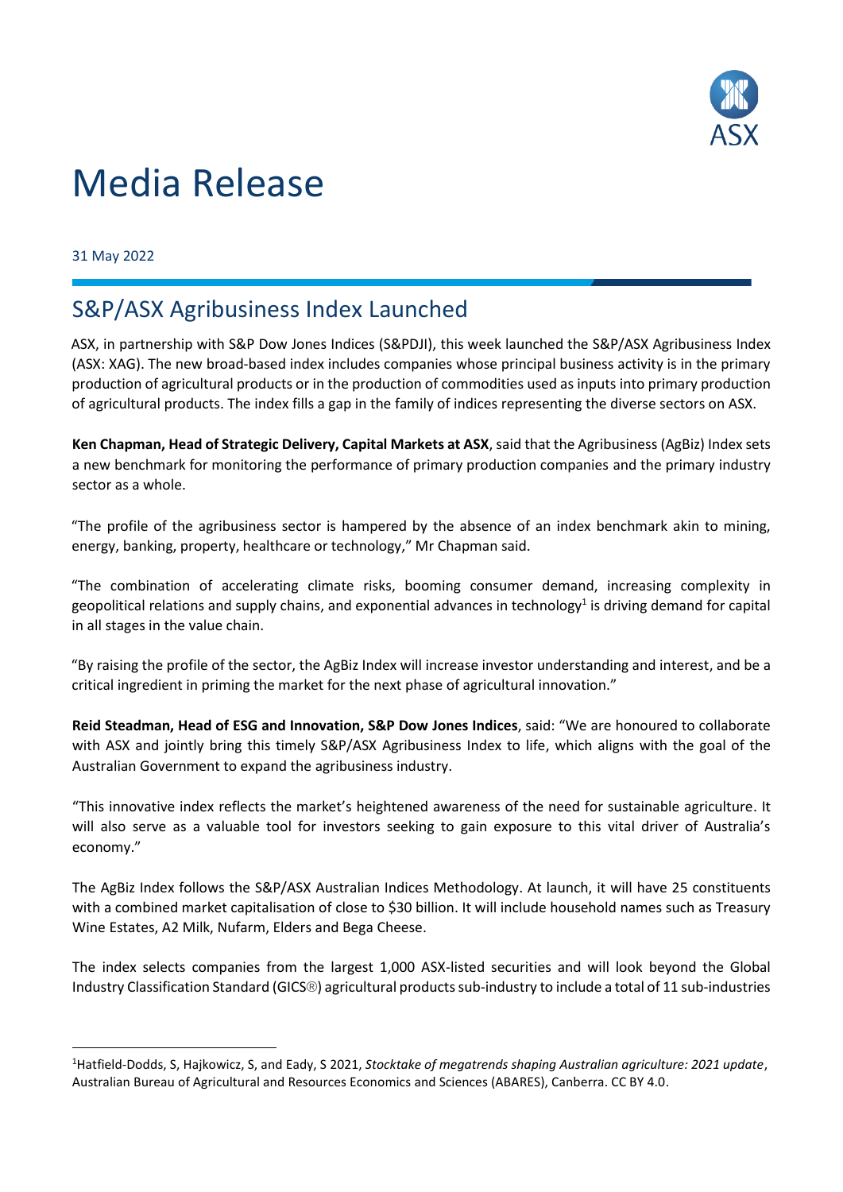# Media Release

31 May 2022

## S&P/ASX Agribusiness Index Launched

ASX, in partnership with S&P Dow Jones Indices (S&PDJI), this week launched the S&P/ASX Agribusiness Index (ASX: XAG). The new broad-based index includes companies whose principal business activity is in the primary production of agricultural products or in the production of commodities used as inputs into primary production of agricultural products. The index fills a gap in the family of indices representing the diverse sectors on ASX.

**Ken Chapman, Head of Strategic Delivery, Capital Markets at ASX**, said that the Agribusiness (AgBiz) Index sets a new benchmark for monitoring the performance of primary production companies and the primary industry sector as a whole.

"The profile of the agribusiness sector is hampered by the absence of an index benchmark akin to mining, energy, banking, property, healthcare or technology," Mr Chapman said.

"The combination of accelerating climate risks, booming consumer demand, increasing complexity in geopolitical relations and supply chains, and exponential advances in technology[1] is driving demand for capital in all stages in the value chain.

"By raising the profile of the sector, the AgBiz Index will increase investor understanding and interest, and be a critical ingredient in priming the market for the next phase of agricultural innovation."

**Reid Steadman, Head of ESG and Innovation, S&P Dow Jones Indices**, said: "We are honoured to collaborate with ASX and jointly bring this timely S&P/ASX Agribusiness Index to life, which aligns with the goal of the Australian Government to expand the agribusiness industry.

"This innovative index reflects the market's heightened awareness of the need for sustainable agriculture. It will also serve as a valuable tool for investors seeking to gain exposure to this vital driver of Australia's economy."

The AgBiz Index follows the S&P/ASX Australian Indices Methodology. At launch, it will have 25 constituents with a combined market capitalisation of close to $30 billion. It will include household names such as Treasury Wine Estates, A2 Milk, Nufarm, Elders and Bega Cheese.

The index selects companies from the largest 1,000 ASX-listed securities and will look beyond the Global Industry Classification Standard (GICS®) agricultural products sub-industry to include a total of 11 sub-industries

[1] Hatfield-Dodds, S, Hajkowicz, S, and Eady, S 2021, *Stocktake of megatrends shaping Australian agriculture: 2021 update*, Australian Bureau of Agricultural and Resources Economics and Sciences (ABARES), Canberra. CC BY 4.0.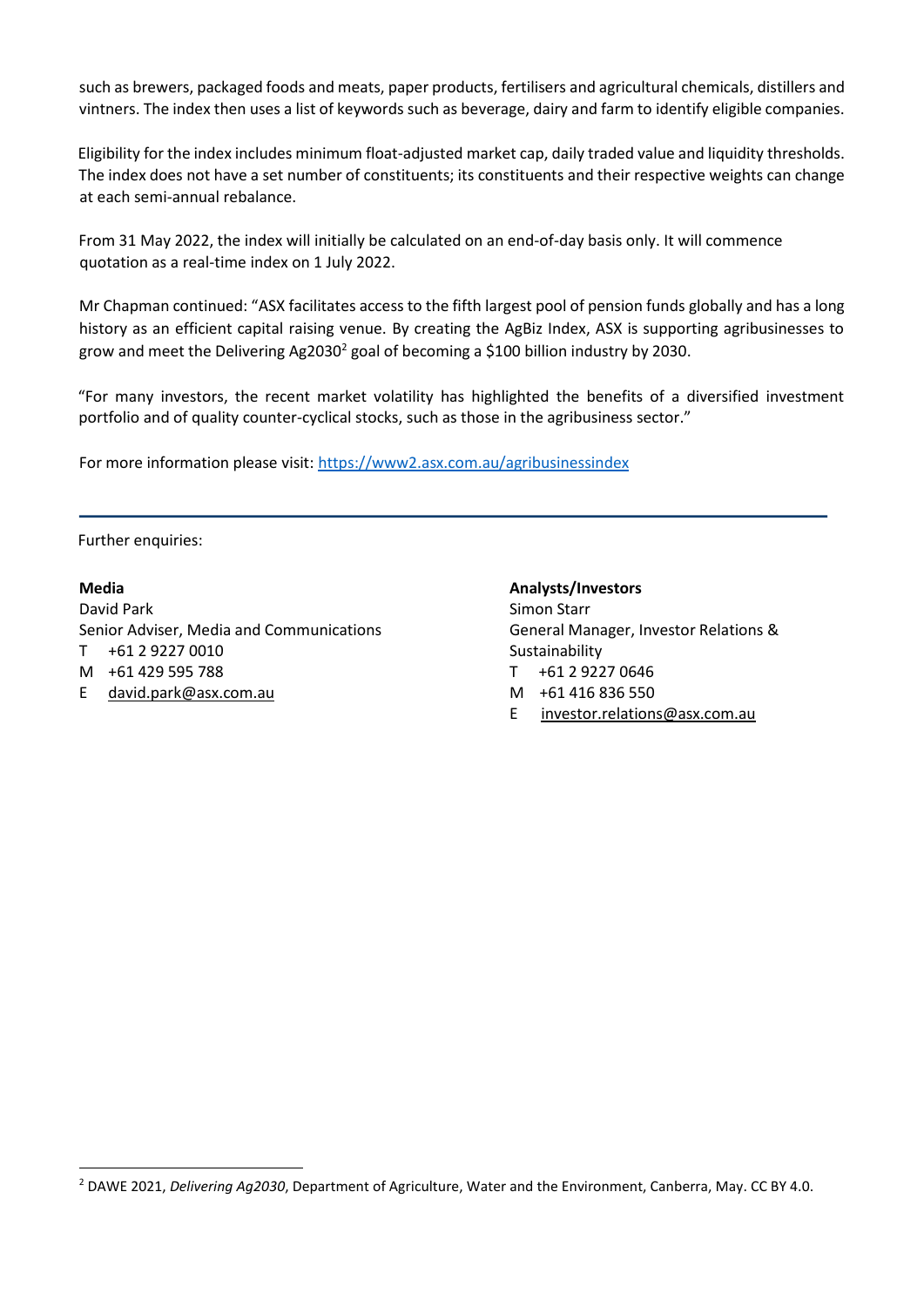such as brewers, packaged foods and meats, paper products, fertilisers and agricultural chemicals, distillers and vintners. The index then uses a list of keywords such as beverage, dairy and farm to identify eligible companies.

Eligibility for the index includes minimum float-adjusted market cap, daily traded value and liquidity thresholds. The index does not have a set number of constituents; its constituents and their respective weights can change at each semi-annual rebalance.

From 31 May 2022, the index will initially be calculated on an end-of-day basis only. It will commence quotation as a real-time index on 1 July 2022.

Mr Chapman continued: "ASX facilitates access to the fifth largest pool of pension funds globally and has a long history as an efficient capital raising venue. By creating the AgBiz Index, ASX is supporting agribusinesses to grow and meet the Delivering Ag2030[2] goal of becoming a $100 billion industry by 2030.

"For many investors, the recent market volatility has highlighted the benefits of a diversified investment portfolio and of quality counter-cyclical stocks, such as those in the agribusiness sector."

For more information please visit: [https://www2.asx.com.au/agribusinessindex](https://www2.asx.com.au/agribusinessindex)

---

Further enquiries:

**Media**
David Park
Senior Adviser, Media and Communications
T +61 2 9227 0010
M +61 429 595 788
E david.park@asx.com.au

**Analysts/Investors**
Simon Starr
General Manager, Investor Relations & Sustainability
T +61 2 9227 0646
M +61 416 836 550
E investor.relations@asx.com.au

---

[2] DAWE 2021, *Delivering Ag2030*, Department of Agriculture, Water and the Environment, Canberra, May. CC BY 4.0.